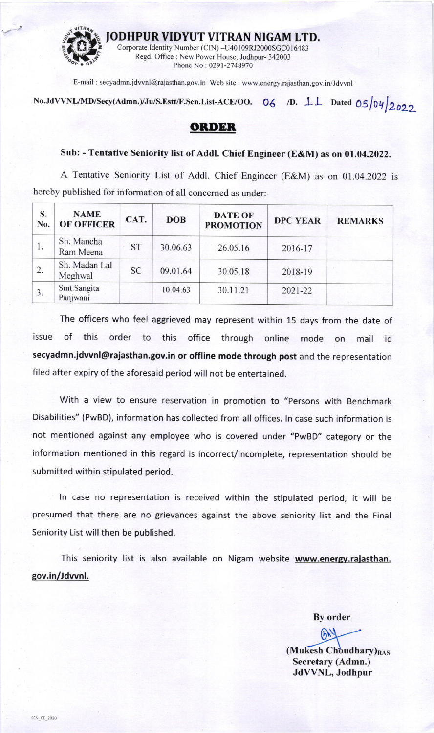# JODHPUR VIDYUT VITRAN NIGAM LTD.

Corporate Identity Number (CIN) –U40109RJ2000SGC016483
Regd. Office : New Power House, Jodhpur- 342003
Phone No : 0291-2748970

E-mail : secyadmn.jdvvnl@rajasthan.gov.in Web site : www.energy.rajasthan.gov.in/Jdvvnl

No.JdVVNL/MD/Secy(Admn.)/Ju/S.Estt/F.Sen.List-ACE/OO. 06 /D. 11 Dated 05/04/2022

## ORDER

**Sub: - Tentative Seniority list of Addl. Chief Engineer (E&M) as on 01.04.2022.**

A Tentative Seniority List of Addl. Chief Engineer (E&M) as on 01.04.2022 is hereby published for information of all concerned as under:-

| S. No. | NAME OF OFFICER | CAT. | DOB | DATE OF PROMOTION | DPC YEAR | REMARKS |
|---|---|---|---|---|---|---|
| 1. | Sh. Mancha Ram Meena | ST | 30.06.63 | 26.05.16 | 2016-17 | |
| 2. | Sh. Madan Lal Meghwal | SC | 09.01.64 | 30.05.18 | 2018-19 | |
| 3. | Smt.Sangita Panjwani | | 10.04.63 | 30.11.21 | 2021-22 | |

The officers who feel aggrieved may represent within 15 days from the date of issue of this order to this office through online mode on mail id **secyadmn.jdvvnl@rajasthan.gov.in or offline mode through post** and the representation filed after expiry of the aforesaid period will not be entertained.

With a view to ensure reservation in promotion to "Persons with Benchmark Disabilities" (PwBD), information has collected from all offices. In case such information is not mentioned against any employee who is covered under "PwBD" category or the information mentioned in this regard is incorrect/incomplete, representation should be submitted within stipulated period.

In case no representation is received within the stipulated period, it will be presumed that there are no grievances against the above seniority list and the Final Seniority List will then be published.

This seniority list is also available on Nigam website **www.energy.rajasthan.gov.in/Jdvvnl.**

By order

(Mukesh Choudhary)RAS
Secretary (Admn.)
JdVVNL, Jodhpur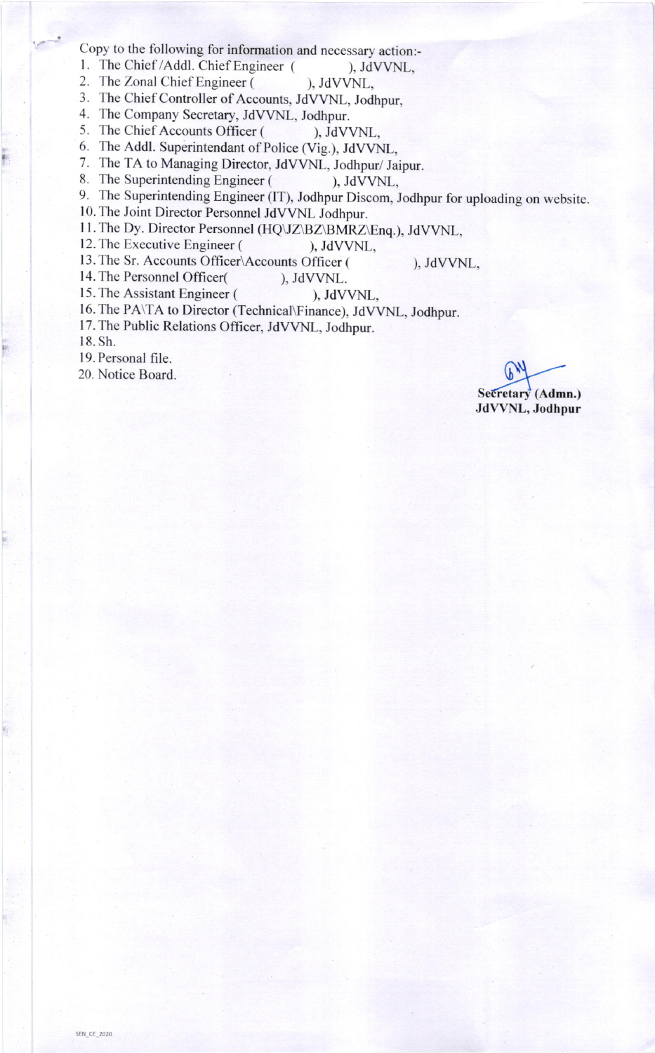Copy to the following for information and necessary action:-

1. The Chief /Addl. Chief Engineer ( ), JdVVNL,
2. The Zonal Chief Engineer ( ), JdVVNL,
3. The Chief Controller of Accounts, JdVVNL, Jodhpur,
4. The Company Secretary, JdVVNL, Jodhpur.
5. The Chief Accounts Officer ( ), JdVVNL,
6. The Addl. Superintendant of Police (Vig.), JdVVNL,
7. The TA to Managing Director, JdVVNL, Jodhpur/ Jaipur.
8. The Superintending Engineer ( ), JdVVNL,
9. The Superintending Engineer (IT), Jodhpur Discom, Jodhpur for uploading on website.
10. The Joint Director Personnel JdVVNL Jodhpur.
11. The Dy. Director Personnel (HQ\JZ\BZ\BMRZ\Enq.), JdVVNL,
12. The Executive Engineer ( ), JdVVNL,
13. The Sr. Accounts Officer\Accounts Officer ( ), JdVVNL,
14. The Personnel Officer( ), JdVVNL.
15. The Assistant Engineer ( ), JdVVNL,
16. The PA\TA to Director (Technical\Finance), JdVVNL, Jodhpur.
17. The Public Relations Officer, JdVVNL, Jodhpur.
18. Sh.
19. Personal file.
20. Notice Board.

**Secretary (Admn.)**
**JdVVNL, Jodhpur**